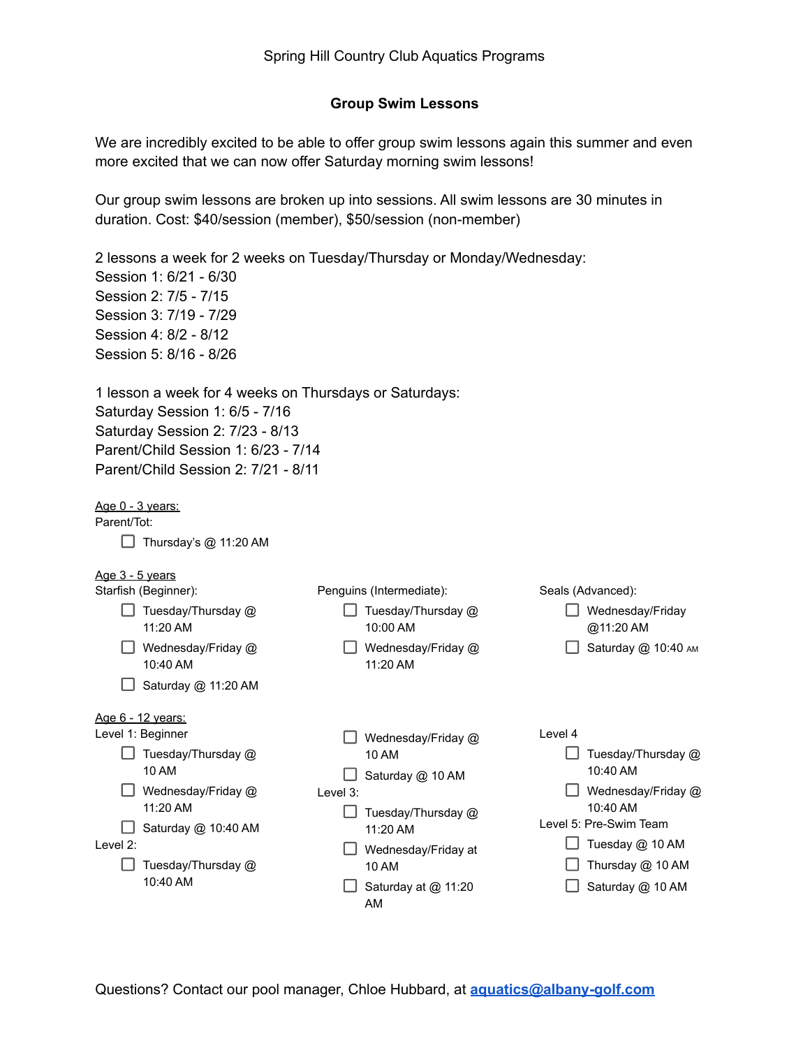Spring Hill Country Club Aquatics Programs

## Group Swim Lessons

We are incredibly excited to be able to offer group swim lessons again this summer and even more excited that we can now offer Saturday morning swim lessons!

Our group swim lessons are broken up into sessions. All swim lessons are 30 minutes in duration. Cost: $40/session (member), $50/session (non-member)

2 lessons a week for 2 weeks on Tuesday/Thursday or Monday/Wednesday:
Session 1: 6/21 - 6/30
Session 2: 7/5 - 7/15
Session 3: 7/19 - 7/29
Session 4: 8/2 - 8/12
Session 5: 8/16 - 8/26

1 lesson a week for 4 weeks on Thursdays or Saturdays:
Saturday Session 1: 6/5 - 7/16
Saturday Session 2: 7/23 - 8/13
Parent/Child Session 1: 6/23 - 7/14
Parent/Child Session 2: 7/21 - 8/11

Age 0 - 3 years:
Parent/Tot:
- ☐ Thursday's @ 11:20 AM

Age 3 - 5 years
Starfish (Beginner):
- ☐ Tuesday/Thursday @ 11:20 AM
- ☐ Wednesday/Friday @ 10:40 AM
- ☐ Saturday @ 11:20 AM

Penguins (Intermediate):
- ☐ Tuesday/Thursday @ 10:00 AM
- ☐ Wednesday/Friday @ 11:20 AM

Seals (Advanced):
- ☐ Wednesday/Friday @11:20 AM
- ☐ Saturday @ 10:40 AM

Age 6 - 12 years:
Level 1: Beginner
- ☐ Tuesday/Thursday @ 10 AM
- ☐ Wednesday/Friday @ 11:20 AM
- ☐ Saturday @ 10:40 AM

Level 2:
- ☐ Tuesday/Thursday @ 10:40 AM
- ☐ Wednesday/Friday @ 10 AM
- ☐ Saturday @ 10 AM

Level 3:
- ☐ Tuesday/Thursday @ 11:20 AM
- ☐ Wednesday/Friday at 10 AM
- ☐ Saturday at @ 11:20 AM

Level 4
- ☐ Tuesday/Thursday @ 10:40 AM
- ☐ Wednesday/Friday @ 10:40 AM

Level 5: Pre-Swim Team
- ☐ Tuesday @ 10 AM
- ☐ Thursday @ 10 AM
- ☐ Saturday @ 10 AM

Questions? Contact our pool manager, Chloe Hubbard, at [aquatics@albany-golf.com](mailto:aquatics@albany-golf.com)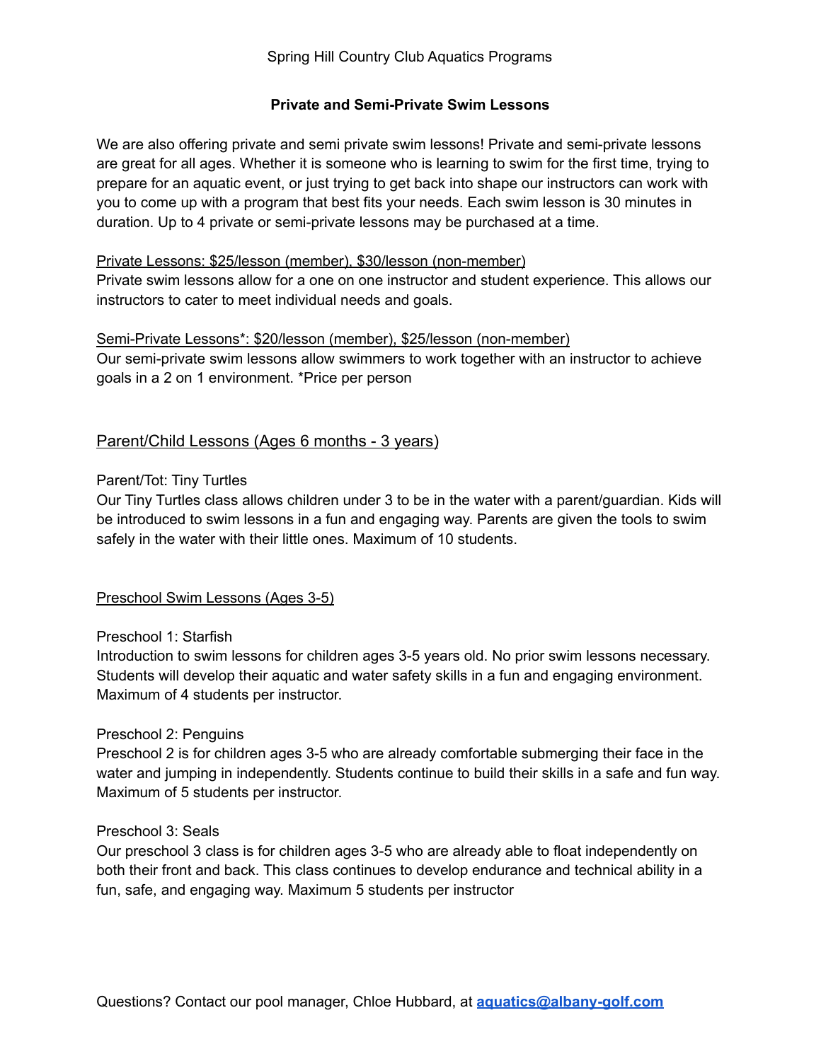Spring Hill Country Club Aquatics Programs

## Private and Semi-Private Swim Lessons

We are also offering private and semi private swim lessons! Private and semi-private lessons are great for all ages. Whether it is someone who is learning to swim for the first time, trying to prepare for an aquatic event, or just trying to get back into shape our instructors can work with you to come up with a program that best fits your needs. Each swim lesson is 30 minutes in duration. Up to 4 private or semi-private lessons may be purchased at a time.

Private Lessons: $25/lesson (member), $30/lesson (non-member)
Private swim lessons allow for a one on one instructor and student experience. This allows our instructors to cater to meet individual needs and goals.

Semi-Private Lessons*: $20/lesson (member), $25/lesson (non-member)
Our semi-private swim lessons allow swimmers to work together with an instructor to achieve goals in a 2 on 1 environment. *Price per person

## Parent/Child Lessons (Ages 6 months - 3 years)

Parent/Tot: Tiny Turtles
Our Tiny Turtles class allows children under 3 to be in the water with a parent/guardian. Kids will be introduced to swim lessons in a fun and engaging way. Parents are given the tools to swim safely in the water with their little ones. Maximum of 10 students.

## Preschool Swim Lessons (Ages 3-5)

Preschool 1: Starfish
Introduction to swim lessons for children ages 3-5 years old. No prior swim lessons necessary. Students will develop their aquatic and water safety skills in a fun and engaging environment. Maximum of 4 students per instructor.

Preschool 2: Penguins
Preschool 2 is for children ages 3-5 who are already comfortable submerging their face in the water and jumping in independently. Students continue to build their skills in a safe and fun way. Maximum of 5 students per instructor.

Preschool 3: Seals
Our preschool 3 class is for children ages 3-5 who are already able to float independently on both their front and back. This class continues to develop endurance and technical ability in a fun, safe, and engaging way. Maximum 5 students per instructor

Questions? Contact our pool manager, Chloe Hubbard, at **[aquatics@albany-golf.com](mailto:aquatics@albany-golf.com)**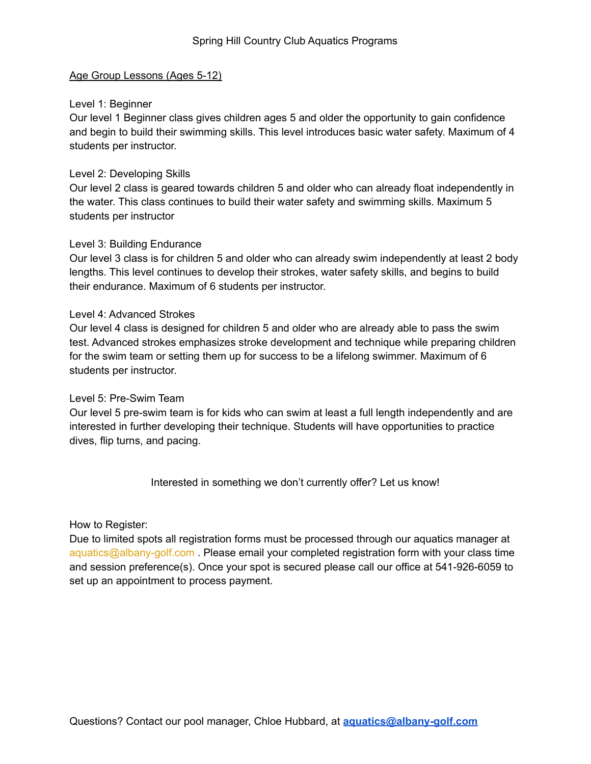# Spring Hill Country Club Aquatics Programs

## Age Group Lessons (Ages 5-12)

### Level 1: Beginner

Our level 1 Beginner class gives children ages 5 and older the opportunity to gain confidence and begin to build their swimming skills. This level introduces basic water safety. Maximum of 4 students per instructor.

### Level 2: Developing Skills

Our level 2 class is geared towards children 5 and older who can already float independently in the water. This class continues to build their water safety and swimming skills. Maximum 5 students per instructor

### Level 3: Building Endurance

Our level 3 class is for children 5 and older who can already swim independently at least 2 body lengths. This level continues to develop their strokes, water safety skills, and begins to build their endurance. Maximum of 6 students per instructor.

### Level 4: Advanced Strokes

Our level 4 class is designed for children 5 and older who are already able to pass the swim test. Advanced strokes emphasizes stroke development and technique while preparing children for the swim team or setting them up for success to be a lifelong swimmer. Maximum of 6 students per instructor.

### Level 5: Pre-Swim Team

Our level 5 pre-swim team is for kids who can swim at least a full length independently and are interested in further developing their technique. Students will have opportunities to practice dives, flip turns, and pacing.

Interested in something we don't currently offer? Let us know!

### How to Register:

Due to limited spots all registration forms must be processed through our aquatics manager at aquatics@albany-golf.com . Please email your completed registration form with your class time and session preference(s). Once your spot is secured please call our office at 541-926-6059 to set up an appointment to process payment.

Questions? Contact our pool manager, Chloe Hubbard, at **aquatics@albany-golf.com**